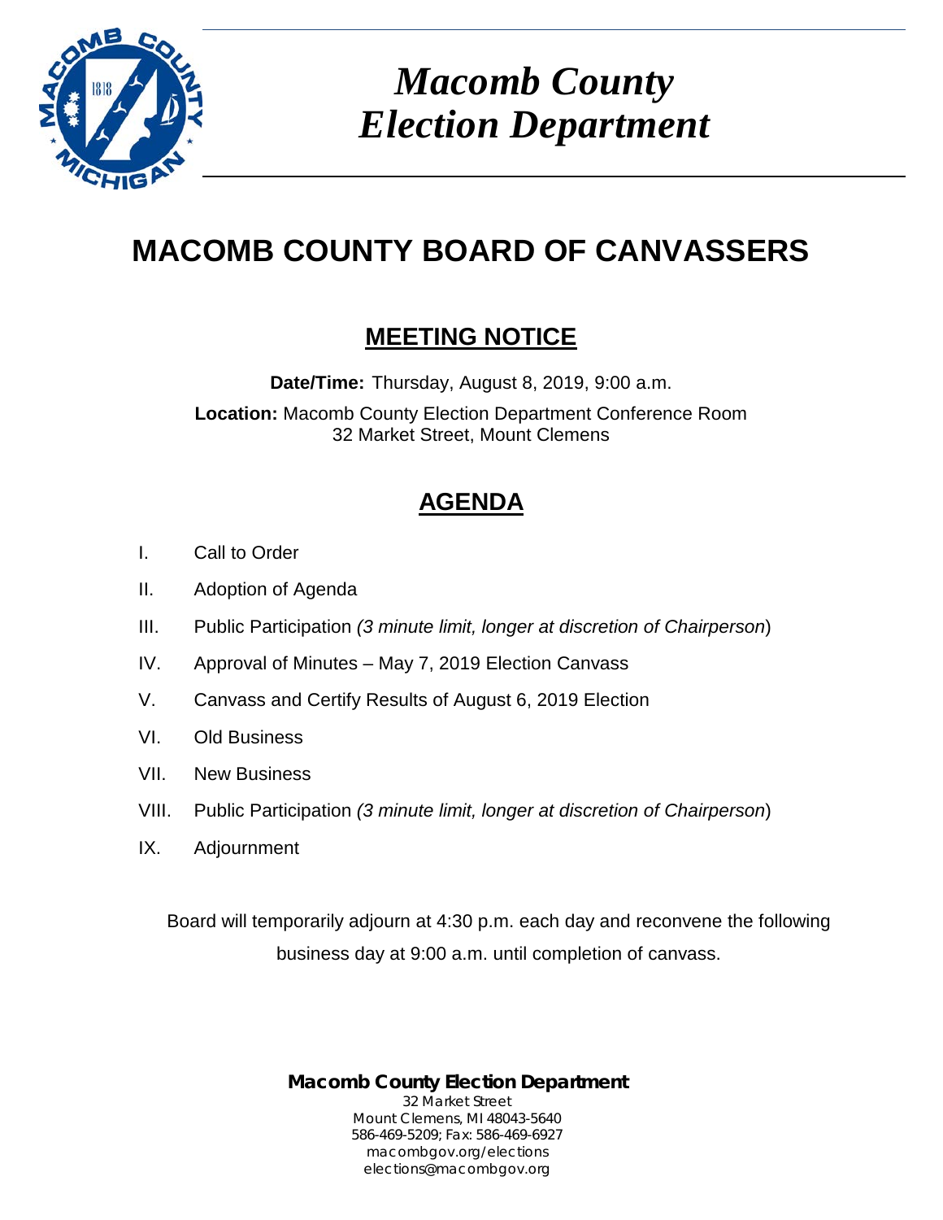# *Macomb County Election Department*

# MACOMB COUNTY BOARD OF CANVASSERS

## MEETING NOTICE

**Date/Time:** Thursday, August 8, 2019, 9:00 a.m.

**Location:** Macomb County Election Department Conference Room
32 Market Street, Mount Clemens

## AGENDA

I. Call to Order

II. Adoption of Agenda

III. Public Participation *(3 minute limit, longer at discretion of Chairperson*)

IV. Approval of Minutes – May 7, 2019 Election Canvass

V. Canvass and Certify Results of August 6, 2019 Election

VI. Old Business

VII. New Business

VIII. Public Participation *(3 minute limit, longer at discretion of Chairperson*)

IX. Adjournment

Board will temporarily adjourn at 4:30 p.m. each day and reconvene the following business day at 9:00 a.m. until completion of canvass.

**Macomb County Election Department**
32 Market Street
Mount Clemens, MI 48043-5640
586-469-5209; Fax: 586-469-6927
macombgov.org/elections
elections@macombgov.org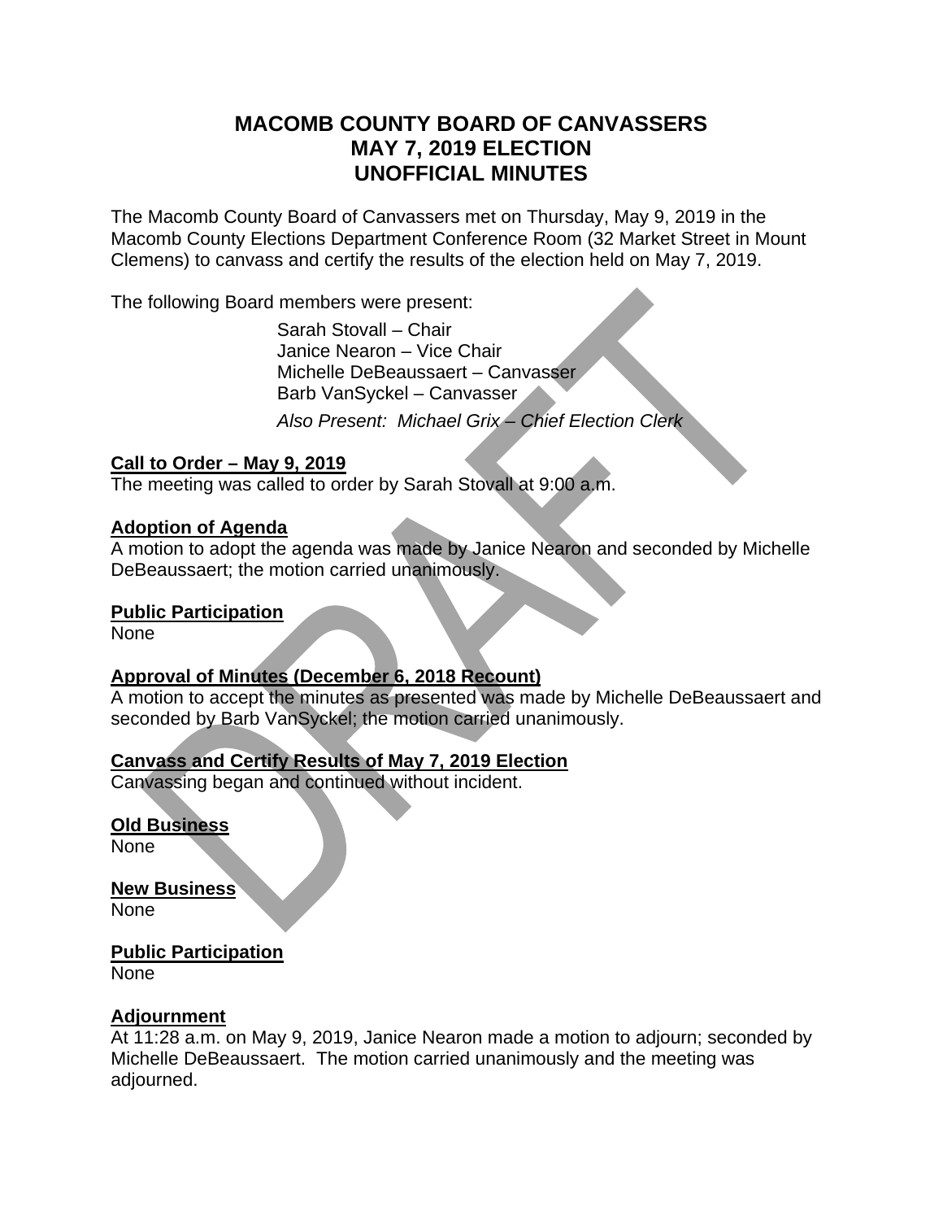# MACOMB COUNTY BOARD OF CANVASSERS
# MAY 7, 2019 ELECTION
# UNOFFICIAL MINUTES

The Macomb County Board of Canvassers met on Thursday, May 9, 2019 in the Macomb County Elections Department Conference Room (32 Market Street in Mount Clemens) to canvass and certify the results of the election held on May 7, 2019.

The following Board members were present:

Sarah Stovall – Chair
Janice Nearon – Vice Chair
Michelle DeBeaussaert – Canvasser
Barb VanSyckel – Canvasser

*Also Present: Michael Grix – Chief Election Clerk*

**Call to Order – May 9, 2019**
The meeting was called to order by Sarah Stovall at 9:00 a.m.

**Adoption of Agenda**
A motion to adopt the agenda was made by Janice Nearon and seconded by Michelle DeBeaussaert; the motion carried unanimously.

**Public Participation**
None

**Approval of Minutes (December 6, 2018 Recount)**
A motion to accept the minutes as presented was made by Michelle DeBeaussaert and seconded by Barb VanSyckel; the motion carried unanimously.

**Canvass and Certify Results of May 7, 2019 Election**
Canvassing began and continued without incident.

**Old Business**
None

**New Business**
None

**Public Participation**
None

**Adjournment**
At 11:28 a.m. on May 9, 2019, Janice Nearon made a motion to adjourn; seconded by Michelle DeBeaussaert. The motion carried unanimously and the meeting was adjourned.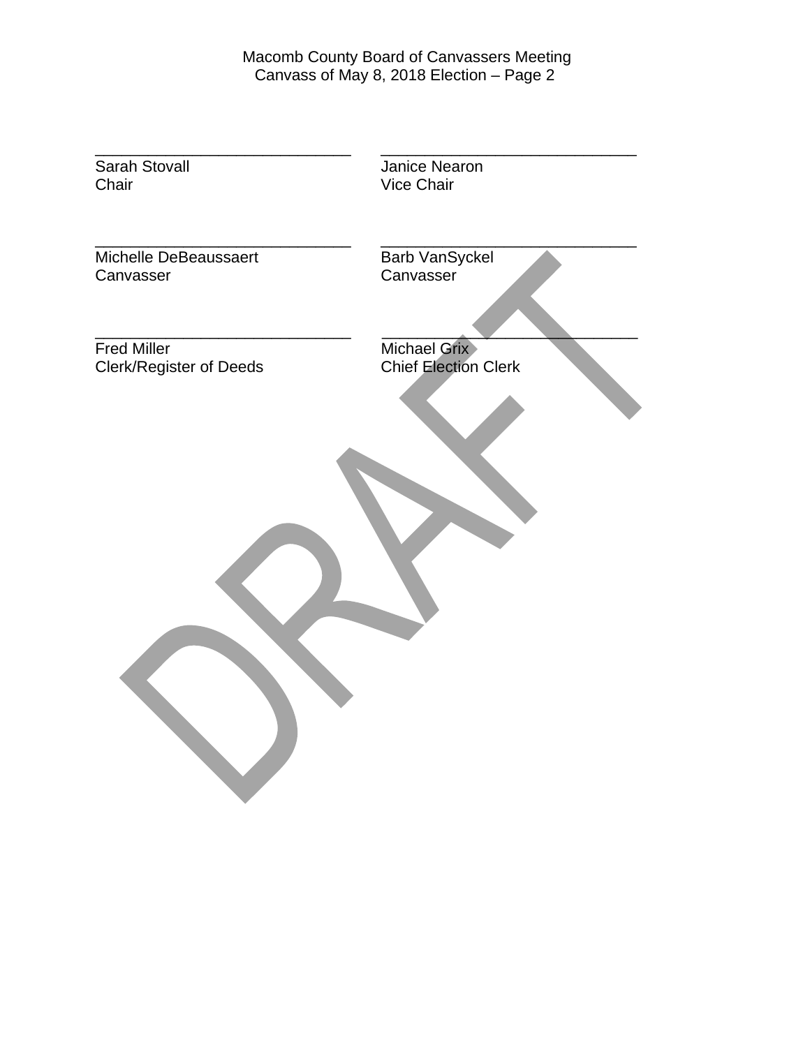| | |
|---|---|
| ______________________________ | ______________________________ |
| Sarah Stovall<br>Chair | Janice Nearon<br>Vice Chair |
| ______________________________ | ______________________________ |
| Michelle DeBeaussaert<br>Canvasser | Barb VanSyckel<br>Canvasser |
| ______________________________ | ______________________________ |
| Fred Miller<br>Clerk/Register of Deeds | Michael Grix<br>Chief Election Clerk |